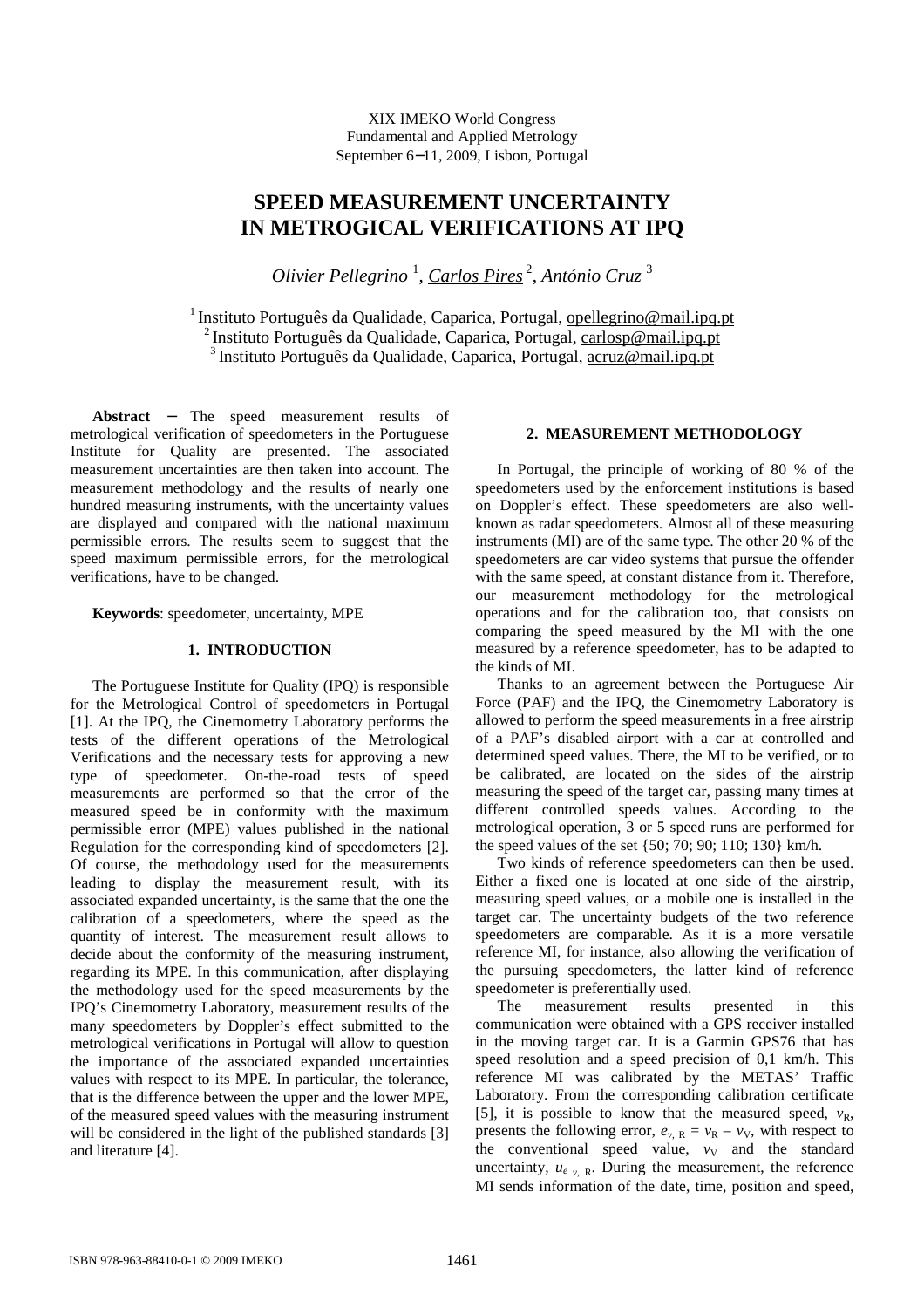XIX IMEKO World Congress
Fundamental and Applied Metrology
September 6−11, 2009, Lisbon, Portugal

# SPEED MEASUREMENT UNCERTAINTY IN METROGICAL VERIFICATIONS AT IPQ

*Olivier Pellegrino* [1], *Carlos Pires* [2], *António Cruz* [3]

[1] Instituto Português da Qualidade, Caparica, Portugal, opellegrino@mail.ipq.pt
[2] Instituto Português da Qualidade, Caparica, Portugal, carlosp@mail.ipq.pt
[3] Instituto Português da Qualidade, Caparica, Portugal, acruz@mail.ipq.pt

**Abstract** − The speed measurement results of metrological verification of speedometers in the Portuguese Institute for Quality are presented. The associated measurement uncertainties are then taken into account. The measurement methodology and the results of nearly one hundred measuring instruments, with the uncertainty values are displayed and compared with the national maximum permissible errors. The results seem to suggest that the speed maximum permissible errors, for the metrological verifications, have to be changed.

**Keywords**: speedometer, uncertainty, MPE

## 1. INTRODUCTION

The Portuguese Institute for Quality (IPQ) is responsible for the Metrological Control of speedometers in Portugal [1]. At the IPQ, the Cinemometry Laboratory performs the tests of the different operations of the Metrological Verifications and the necessary tests for approving a new type of speedometer. On-the-road tests of speed measurements are performed so that the error of the measured speed be in conformity with the maximum permissible error (MPE) values published in the national Regulation for the corresponding kind of speedometers [2]. Of course, the methodology used for the measurements leading to display the measurement result, with its associated expanded uncertainty, is the same that the one the calibration of a speedometers, where the speed as the quantity of interest. The measurement result allows to decide about the conformity of the measuring instrument, regarding its MPE. In this communication, after displaying the methodology used for the speed measurements by the IPQ's Cinemometry Laboratory, measurement results of the many speedometers by Doppler's effect submitted to the metrological verifications in Portugal will allow to question the importance of the associated expanded uncertainties values with respect to its MPE. In particular, the tolerance, that is the difference between the upper and the lower MPE, of the measured speed values with the measuring instrument will be considered in the light of the published standards [3] and literature [4].

## 2. MEASUREMENT METHODOLOGY

In Portugal, the principle of working of 80 % of the speedometers used by the enforcement institutions is based on Doppler's effect. These speedometers are also well-known as radar speedometers. Almost all of these measuring instruments (MI) are of the same type. The other 20 % of the speedometers are car video systems that pursue the offender with the same speed, at constant distance from it. Therefore, our measurement methodology for the metrological operations and for the calibration too, that consists on comparing the speed measured by the MI with the one measured by a reference speedometer, has to be adapted to the kinds of MI.

Thanks to an agreement between the Portuguese Air Force (PAF) and the IPQ, the Cinemometry Laboratory is allowed to perform the speed measurements in a free airstrip of a PAF's disabled airport with a car at controlled and determined speed values. There, the MI to be verified, or to be calibrated, are located on the sides of the airstrip measuring the speed of the target car, passing many times at different controlled speeds values. According to the metrological operation, 3 or 5 speed runs are performed for the speed values of the set {50; 70; 90; 110; 130} km/h.

Two kinds of reference speedometers can then be used. Either a fixed one is located at one side of the airstrip, measuring speed values, or a mobile one is installed in the target car. The uncertainty budgets of the two reference speedometers are comparable. As it is a more versatile reference MI, for instance, also allowing the verification of the pursuing speedometers, the latter kind of reference speedometer is preferentially used.

The measurement results presented in this communication were obtained with a GPS receiver installed in the moving target car. It is a Garmin GPS76 that has speed resolution and a speed precision of 0,1 km/h. This reference MI was calibrated by the METAS' Traffic Laboratory. From the corresponding calibration certificate [5], it is possible to know that the measured speed, $v_R$, presents the following error, $e_{v,\,R} = v_R - v_V$, with respect to the conventional speed value, $v_V$ and the standard uncertainty, $u_{e_{v,\,R}}$. During the measurement, the reference MI sends information of the date, time, position and speed,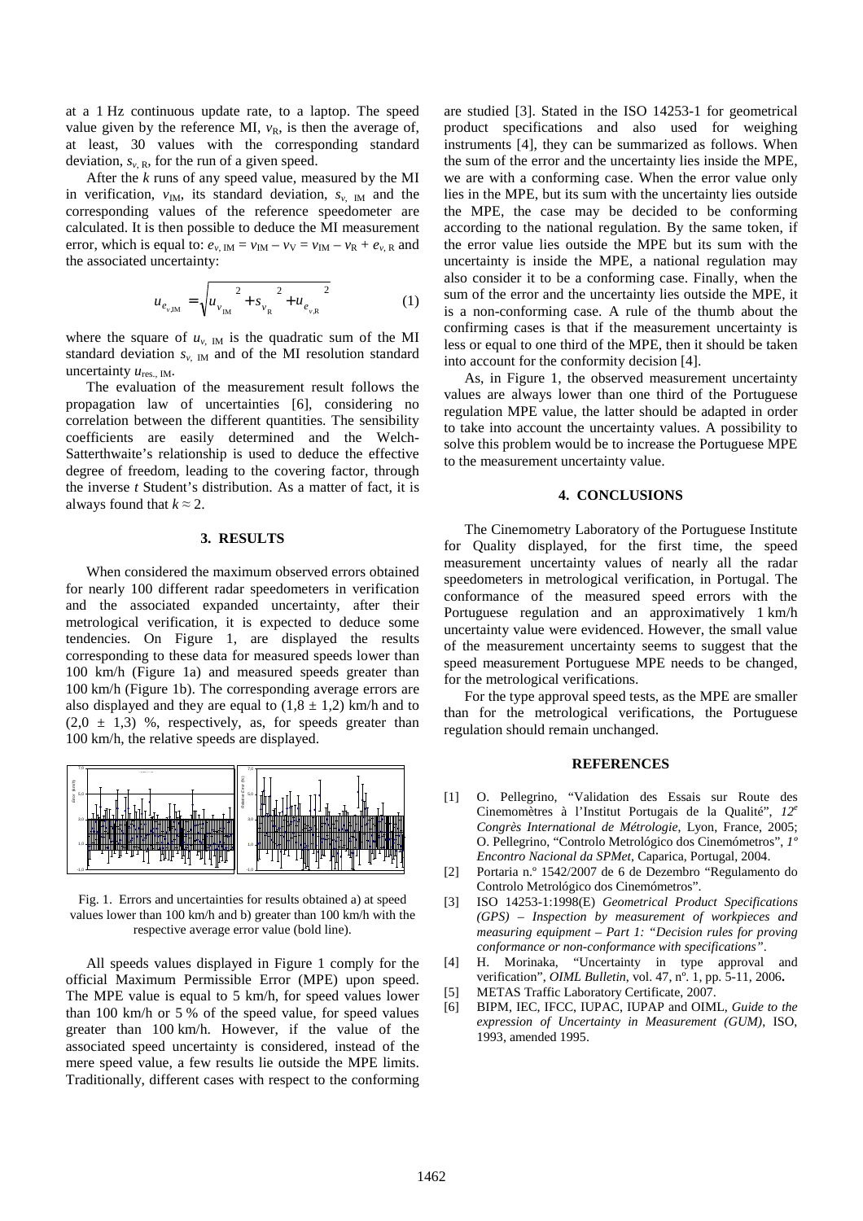at a 1 Hz continuous update rate, to a laptop. The speed value given by the reference MI, $v_R$, is then the average of, at least, 30 values with the corresponding standard deviation, $s_{v,R}$, for the run of a given speed.

After the $k$ runs of any speed value, measured by the MI in verification, $v_{IM}$, its standard deviation, $s_{v,IM}$ and the corresponding values of the reference speedometer are calculated. It is then possible to deduce the MI measurement error, which is equal to: $e_{v,IM} = v_{IM} - v_V = v_{IM} - v_R + e_{v,R}$ and the associated uncertainty:

$$u_{e_{v,IM}} = \sqrt{u_{v_{IM}}^{2} + s_{v_R}^{2} + u_{e_{v,R}}^{2}} \qquad (1)$$

where the square of $u_{v,IM}$ is the quadratic sum of the MI standard deviation $s_{v,IM}$ and of the MI resolution standard uncertainty $u_{res.,IM}$.

The evaluation of the measurement result follows the propagation law of uncertainties [6], considering no correlation between the different quantities. The sensibility coefficients are easily determined and the Welch-Satterthwaite's relationship is used to deduce the effective degree of freedom, leading to the covering factor, through the inverse $t$ Student's distribution. As a matter of fact, it is always found that $k \approx 2$.

## 3. RESULTS

When considered the maximum observed errors obtained for nearly 100 different radar speedometers in verification and the associated expanded uncertainty, after their metrological verification, it is expected to deduce some tendencies. On Figure 1, are displayed the results corresponding to these data for measured speeds lower than 100 km/h (Figure 1a) and measured speeds greater than 100 km/h (Figure 1b). The corresponding average errors are also displayed and they are equal to (1,8 ± 1,2) km/h and to (2,0 ± 1,3) %, respectively, as, for speeds greater than 100 km/h, the relative speeds are displayed.

Fig. 1. Errors and uncertainties for results obtained a) at speed values lower than 100 km/h and b) greater than 100 km/h with the respective average error value (bold line).

All speeds values displayed in Figure 1 comply for the official Maximum Permissible Error (MPE) upon speed. The MPE value is equal to 5 km/h, for speed values lower than 100 km/h or 5 % of the speed value, for speed values greater than 100 km/h. However, if the value of the associated speed uncertainty is considered, instead of the mere speed value, a few results lie outside the MPE limits. Traditionally, different cases with respect to the conforming are studied [3]. Stated in the ISO 14253-1 for geometrical product specifications and also used for weighing instruments [4], they can be summarized as follows. When the sum of the error and the uncertainty lies inside the MPE, we are with a conforming case. When the error value only lies in the MPE, but its sum with the uncertainty lies outside the MPE, the case may be decided to be conforming according to the national regulation. By the same token, if the error value lies outside the MPE but its sum with the uncertainty is inside the MPE, a national regulation may also consider it to be a conforming case. Finally, when the sum of the error and the uncertainty lies outside the MPE, it is a non-conforming case. A rule of the thumb about the confirming cases is that if the measurement uncertainty is less or equal to one third of the MPE, then it should be taken into account for the conformity decision [4].

As, in Figure 1, the observed measurement uncertainty values are always lower than one third of the Portuguese regulation MPE value, the latter should be adapted in order to take into account the uncertainty values. A possibility to solve this problem would be to increase the Portuguese MPE to the measurement uncertainty value.

## 4. CONCLUSIONS

The Cinemometry Laboratory of the Portuguese Institute for Quality displayed, for the first time, the speed measurement uncertainty values of nearly all the radar speedometers in metrological verification, in Portugal. The conformance of the measured speed errors with the Portuguese regulation and an approximatively 1 km/h uncertainty value were evidenced. However, the small value of the measurement uncertainty seems to suggest that the speed measurement Portuguese MPE needs to be changed, for the metrological verifications.

For the type approval speed tests, as the MPE are smaller than for the metrological verifications, the Portuguese regulation should remain unchanged.

## REFERENCES

[1] O. Pellegrino, "Validation des Essais sur Route des Cinemomètres à l'Institut Portugais de la Qualité", *12e Congrès International de Métrologie*, Lyon, France, 2005; O. Pellegrino, "Controlo Metrológico dos Cinemómetros", *1º Encontro Nacional da SPMet*, Caparica, Portugal, 2004.

[2] Portaria n.º 1542/2007 de 6 de Dezembro "Regulamento do Controlo Metrológico dos Cinemómetros".

[3] ISO 14253-1:1998(E) *Geometrical Product Specifications (GPS) – Inspection by measurement of workpieces and measuring equipment – Part 1: "Decision rules for proving conformance or non-conformance with specifications"*.

[4] H. Morinaka, "Uncertainty in type approval and verification", *OIML Bulletin*, vol. 47, nº. 1, pp. 5-11, 2006.

[5] METAS Traffic Laboratory Certificate, 2007.

[6] BIPM, IEC, IFCC, IUPAC, IUPAP and OIML, *Guide to the expression of Uncertainty in Measurement (GUM)*, ISO, 1993, amended 1995.